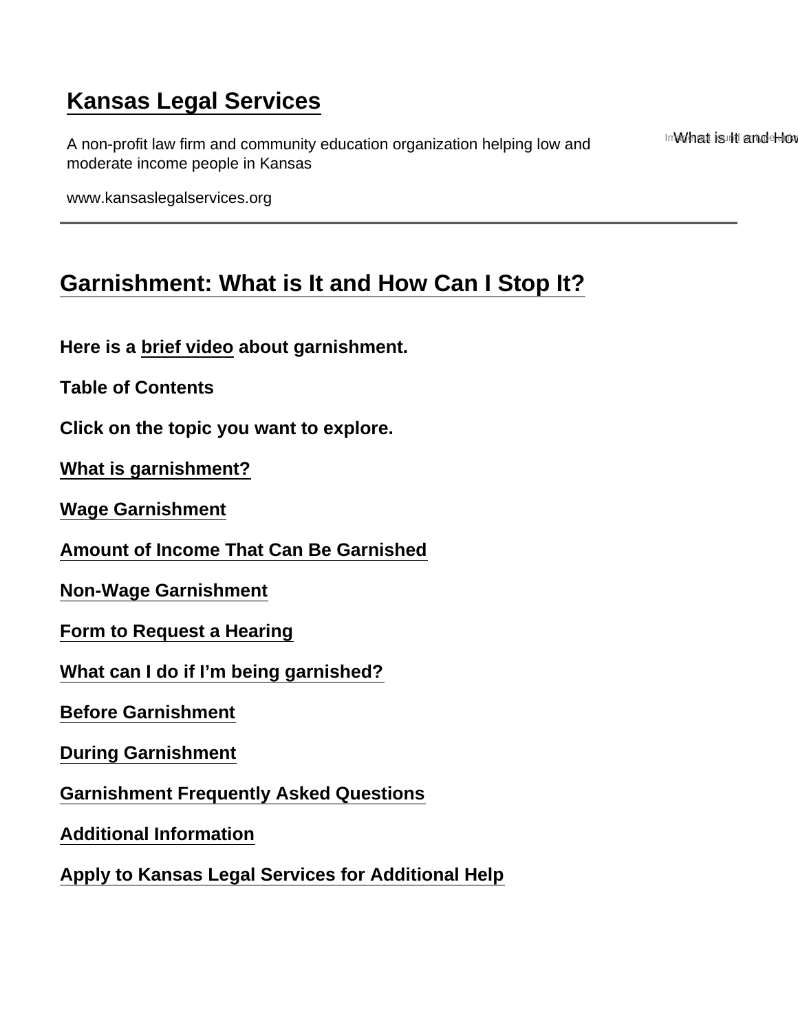# Kansas Legal Services

A non-profit law firm and community education organization helping low and moderate income people in Kansas

www.kansaslegalservices.org

---

## Garnishment: What is It and How Can I Stop It?

**Here is a brief video about garnishment.**

**Table of Contents**

**Click on the topic you want to explore.**

**What is garnishment?**

**Wage Garnishment**

**Amount of Income That Can Be Garnished**

**Non-Wage Garnishment**

**Form to Request a Hearing**

**What can I do if I'm being garnished?**

**Before Garnishment**

**During Garnishment**

**Garnishment Frequently Asked Questions**

**Additional Information**

**Apply to Kansas Legal Services for Additional Help**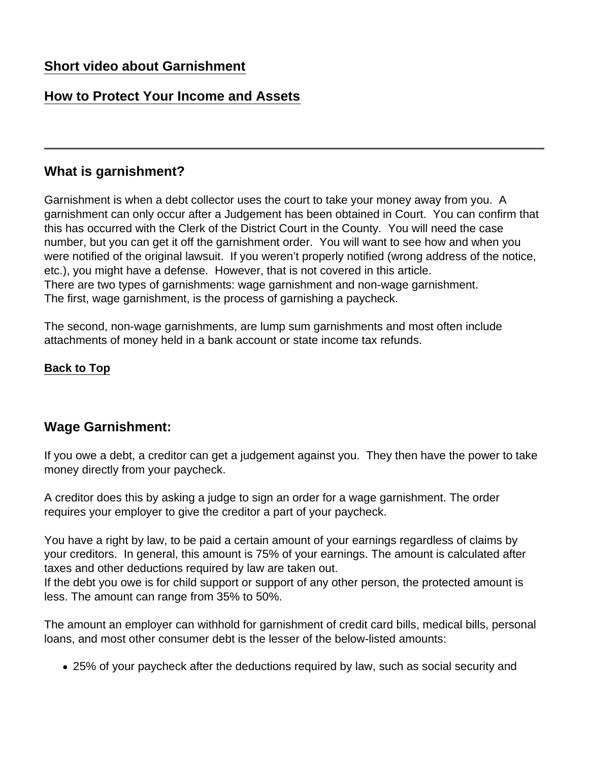[Short video about Garnishment]

[How to Protect Your Income and Assets]

---

## What is garnishment?

Garnishment is when a debt collector uses the court to take your money away from you. A garnishment can only occur after a Judgement has been obtained in Court. You can confirm that this has occurred with the Clerk of the District Court in the County. You will need the case number, but you can get it off the garnishment order. You will want to see how and when you were notified of the original lawsuit. If you weren't properly notified (wrong address of the notice, etc.), you might have a defense. However, that is not covered in this article.
There are two types of garnishments: wage garnishment and non-wage garnishment.
The first, wage garnishment, is the process of garnishing a paycheck.

The second, non-wage garnishments, are lump sum garnishments and most often include attachments of money held in a bank account or state income tax refunds.

[Back to Top]

## Wage Garnishment:

If you owe a debt, a creditor can get a judgement against you. They then have the power to take money directly from your paycheck.

A creditor does this by asking a judge to sign an order for a wage garnishment. The order requires your employer to give the creditor a part of your paycheck.

You have a right by law, to be paid a certain amount of your earnings regardless of claims by your creditors. In general, this amount is 75% of your earnings. The amount is calculated after taxes and other deductions required by law are taken out.
If the debt you owe is for child support or support of any other person, the protected amount is less. The amount can range from 35% to 50%.

The amount an employer can withhold for garnishment of credit card bills, medical bills, personal loans, and most other consumer debt is the lesser of the below-listed amounts:

- 25% of your paycheck after the deductions required by law, such as social security and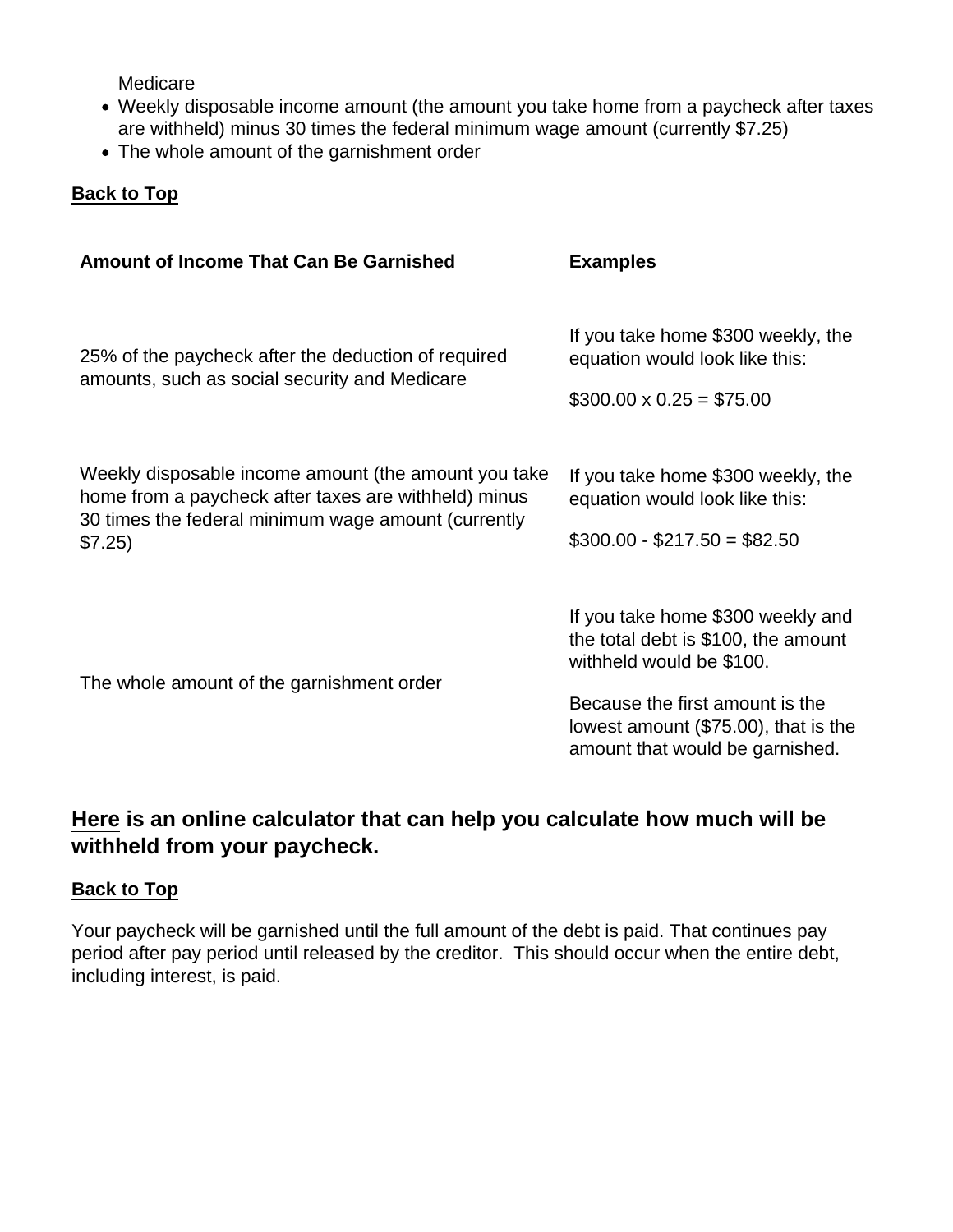Medicare
- Weekly disposable income amount (the amount you take home from a paycheck after taxes are withheld) minus 30 times the federal minimum wage amount (currently $7.25)
- The whole amount of the garnishment order

**Back to Top**

| Amount of Income That Can Be Garnished | Examples |
|---|---|
| 25% of the paycheck after the deduction of required amounts, such as social security and Medicare | If you take home $300 weekly, the equation would look like this: $300.00 x 0.25 = $75.00 |
| Weekly disposable income amount (the amount you take home from a paycheck after taxes are withheld) minus 30 times the federal minimum wage amount (currently $7.25) | If you take home $300 weekly, the equation would look like this: $300.00 - $217.50 = $82.50 |
| The whole amount of the garnishment order | If you take home $300 weekly and the total debt is $100, the amount withheld would be $100. Because the first amount is the lowest amount ($75.00), that is the amount that would be garnished. |

### Here is an online calculator that can help you calculate how much will be withheld from your paycheck.

**Back to Top**

Your paycheck will be garnished until the full amount of the debt is paid. That continues pay period after pay period until released by the creditor. This should occur when the entire debt, including interest, is paid.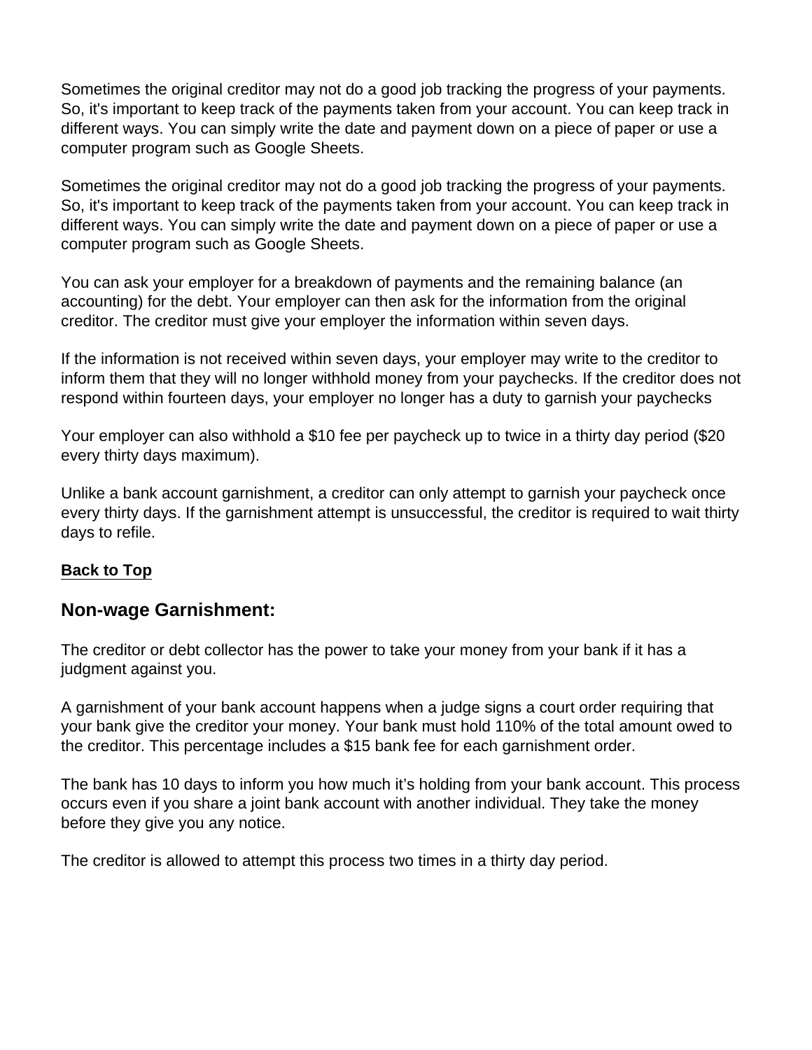Sometimes the original creditor may not do a good job tracking the progress of your payments. So, it's important to keep track of the payments taken from your account. You can keep track in different ways. You can simply write the date and payment down on a piece of paper or use a computer program such as Google Sheets.

Sometimes the original creditor may not do a good job tracking the progress of your payments. So, it's important to keep track of the payments taken from your account. You can keep track in different ways. You can simply write the date and payment down on a piece of paper or use a computer program such as Google Sheets.

You can ask your employer for a breakdown of payments and the remaining balance (an accounting) for the debt. Your employer can then ask for the information from the original creditor. The creditor must give your employer the information within seven days.

If the information is not received within seven days, your employer may write to the creditor to inform them that they will no longer withhold money from your paychecks. If the creditor does not respond within fourteen days, your employer no longer has a duty to garnish your paychecks

Your employer can also withhold a $10 fee per paycheck up to twice in a thirty day period ($20 every thirty days maximum).

Unlike a bank account garnishment, a creditor can only attempt to garnish your paycheck once every thirty days. If the garnishment attempt is unsuccessful, the creditor is required to wait thirty days to refile.

**Back to Top**

## Non-wage Garnishment:

The creditor or debt collector has the power to take your money from your bank if it has a judgment against you.

A garnishment of your bank account happens when a judge signs a court order requiring that your bank give the creditor your money. Your bank must hold 110% of the total amount owed to the creditor. This percentage includes a $15 bank fee for each garnishment order.

The bank has 10 days to inform you how much it's holding from your bank account. This process occurs even if you share a joint bank account with another individual. They take the money before they give you any notice.

The creditor is allowed to attempt this process two times in a thirty day period.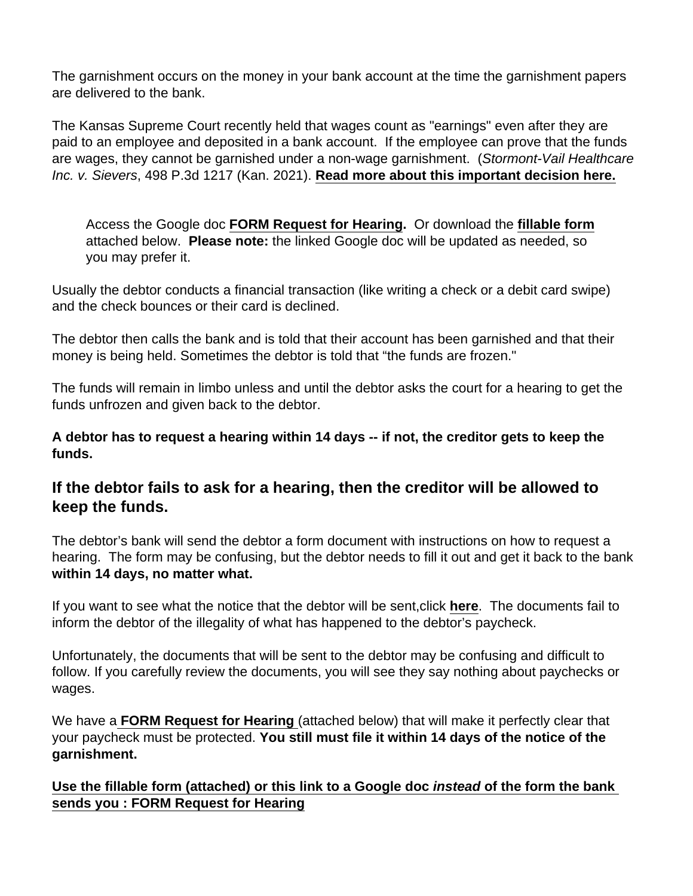The garnishment occurs on the money in your bank account at the time the garnishment papers are delivered to the bank.

The Kansas Supreme Court recently held that wages count as "earnings" even after they are paid to an employee and deposited in a bank account. If the employee can prove that the funds are wages, they cannot be garnished under a non-wage garnishment. (*Stormont-Vail Healthcare Inc. v. Sievers*, 498 P.3d 1217 (Kan. 2021). **Read more about this important decision here.**

> Access the Google doc **FORM Request for Hearing.** Or download the **fillable form** attached below. **Please note:** the linked Google doc will be updated as needed, so you may prefer it.

Usually the debtor conducts a financial transaction (like writing a check or a debit card swipe) and the check bounces or their card is declined.

The debtor then calls the bank and is told that their account has been garnished and that their money is being held. Sometimes the debtor is told that "the funds are frozen."

The funds will remain in limbo unless and until the debtor asks the court for a hearing to get the funds unfrozen and given back to the debtor.

**A debtor has to request a hearing within 14 days -- if not, the creditor gets to keep the funds.**

## If the debtor fails to ask for a hearing, then the creditor will be allowed to keep the funds.

The debtor's bank will send the debtor a form document with instructions on how to request a hearing. The form may be confusing, but the debtor needs to fill it out and get it back to the bank **within 14 days, no matter what.**

If you want to see what the notice that the debtor will be sent,click **here**. The documents fail to inform the debtor of the illegality of what has happened to the debtor's paycheck.

Unfortunately, the documents that will be sent to the debtor may be confusing and difficult to follow. If you carefully review the documents, you will see they say nothing about paychecks or wages.

We have a **FORM Request for Hearing** (attached below) that will make it perfectly clear that your paycheck must be protected. **You still must file it within 14 days of the notice of the garnishment.**

**Use the fillable form (attached) or this link to a Google doc *instead* of the form the bank sends you : FORM Request for Hearing**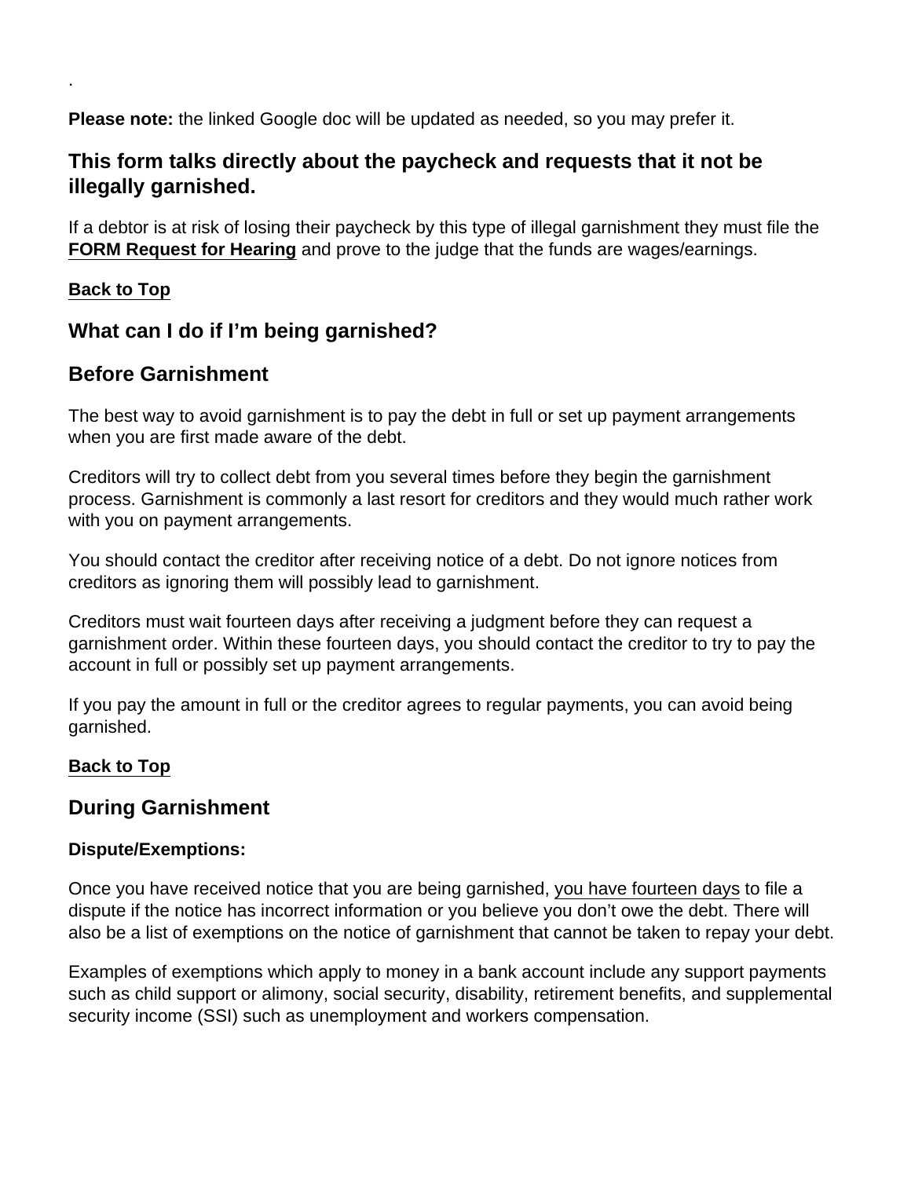.

**Please note:** the linked Google doc will be updated as needed, so you may prefer it.

### This form talks directly about the paycheck and requests that it not be illegally garnished.

If a debtor is at risk of losing their paycheck by this type of illegal garnishment they must file the **FORM Request for Hearing** and prove to the judge that the funds are wages/earnings.

**Back to Top**

### What can I do if I'm being garnished?

### Before Garnishment

The best way to avoid garnishment is to pay the debt in full or set up payment arrangements when you are first made aware of the debt.

Creditors will try to collect debt from you several times before they begin the garnishment process. Garnishment is commonly a last resort for creditors and they would much rather work with you on payment arrangements.

You should contact the creditor after receiving notice of a debt. Do not ignore notices from creditors as ignoring them will possibly lead to garnishment.

Creditors must wait fourteen days after receiving a judgment before they can request a garnishment order. Within these fourteen days, you should contact the creditor to try to pay the account in full or possibly set up payment arrangements.

If you pay the amount in full or the creditor agrees to regular payments, you can avoid being garnished.

**Back to Top**

### During Garnishment

**Dispute/Exemptions:**

Once you have received notice that you are being garnished, you have fourteen days to file a dispute if the notice has incorrect information or you believe you don't owe the debt. There will also be a list of exemptions on the notice of garnishment that cannot be taken to repay your debt.

Examples of exemptions which apply to money in a bank account include any support payments such as child support or alimony, social security, disability, retirement benefits, and supplemental security income (SSI) such as unemployment and workers compensation.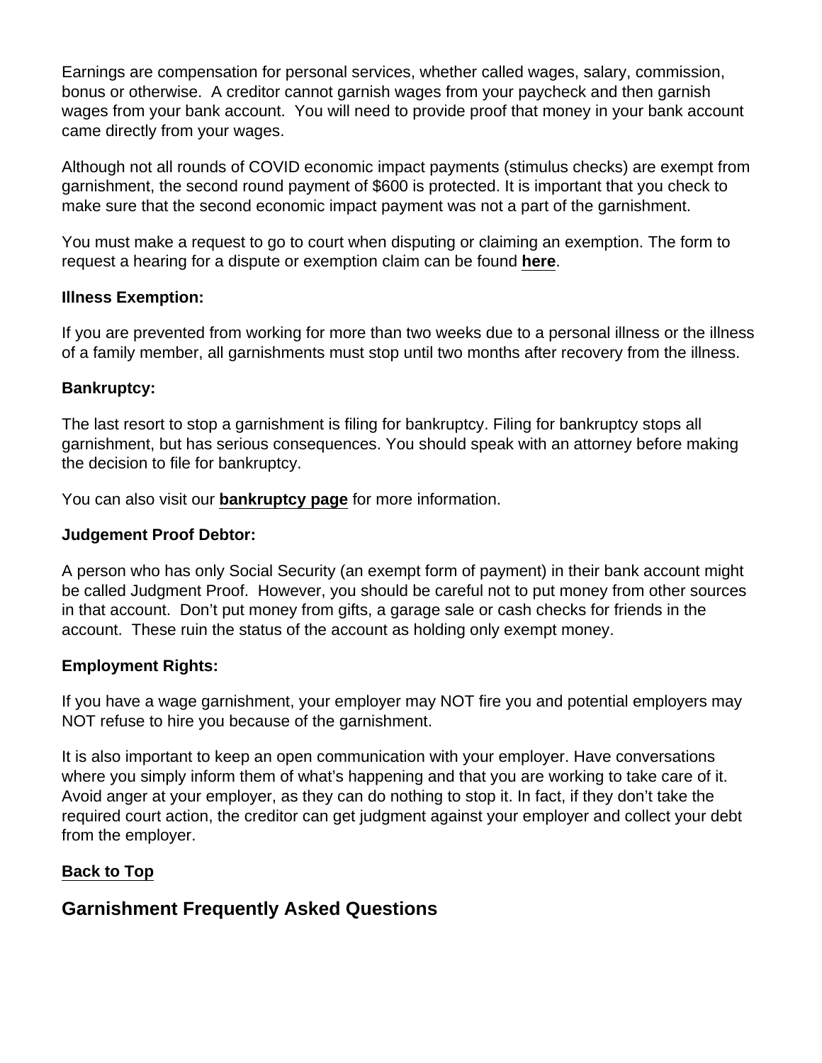Earnings are compensation for personal services, whether called wages, salary, commission, bonus or otherwise.  A creditor cannot garnish wages from your paycheck and then garnish wages from your bank account.  You will need to provide proof that money in your bank account came directly from your wages.

Although not all rounds of COVID economic impact payments (stimulus checks) are exempt from garnishment, the second round payment of $600 is protected. It is important that you check to make sure that the second economic impact payment was not a part of the garnishment.

You must make a request to go to court when disputing or claiming an exemption. The form to request a hearing for a dispute or exemption claim can be found **here**.

**Illness Exemption:**

If you are prevented from working for more than two weeks due to a personal illness or the illness of a family member, all garnishments must stop until two months after recovery from the illness.

**Bankruptcy:**

The last resort to stop a garnishment is filing for bankruptcy. Filing for bankruptcy stops all garnishment, but has serious consequences. You should speak with an attorney before making the decision to file for bankruptcy.

You can also visit our **bankruptcy page** for more information.

**Judgement Proof Debtor:**

A person who has only Social Security (an exempt form of payment) in their bank account might be called Judgment Proof.  However, you should be careful not to put money from other sources in that account.  Don't put money from gifts, a garage sale or cash checks for friends in the account.  These ruin the status of the account as holding only exempt money.

**Employment Rights:**

If you have a wage garnishment, your employer may NOT fire you and potential employers may NOT refuse to hire you because of the garnishment.

It is also important to keep an open communication with your employer. Have conversations where you simply inform them of what's happening and that you are working to take care of it. Avoid anger at your employer, as they can do nothing to stop it. In fact, if they don't take the required court action, the creditor can get judgment against your employer and collect your debt from the employer.

**Back to Top**

## Garnishment Frequently Asked Questions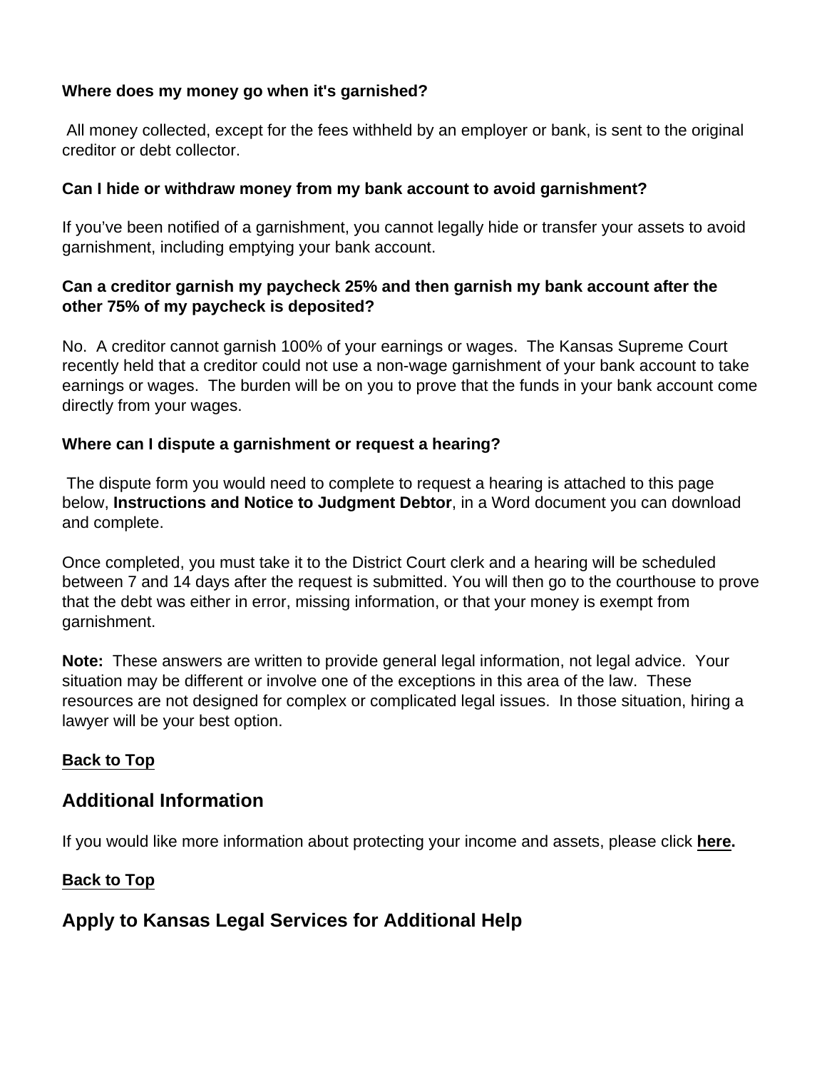**Where does my money go when it's garnished?**

All money collected, except for the fees withheld by an employer or bank, is sent to the original creditor or debt collector.

**Can I hide or withdraw money from my bank account to avoid garnishment?**

If you've been notified of a garnishment, you cannot legally hide or transfer your assets to avoid garnishment, including emptying your bank account.

**Can a creditor garnish my paycheck 25% and then garnish my bank account after the other 75% of my paycheck is deposited?**

No. A creditor cannot garnish 100% of your earnings or wages. The Kansas Supreme Court recently held that a creditor could not use a non-wage garnishment of your bank account to take earnings or wages. The burden will be on you to prove that the funds in your bank account come directly from your wages.

**Where can I dispute a garnishment or request a hearing?**

The dispute form you would need to complete to request a hearing is attached to this page below, **Instructions and Notice to Judgment Debtor**, in a Word document you can download and complete.

Once completed, you must take it to the District Court clerk and a hearing will be scheduled between 7 and 14 days after the request is submitted. You will then go to the courthouse to prove that the debt was either in error, missing information, or that your money is exempt from garnishment.

**Note:** These answers are written to provide general legal information, not legal advice. Your situation may be different or involve one of the exceptions in this area of the law. These resources are not designed for complex or complicated legal issues. In those situation, hiring a lawyer will be your best option.

**Back to Top**

## Additional Information

If you would like more information about protecting your income and assets, please click **here.**

**Back to Top**

## Apply to Kansas Legal Services for Additional Help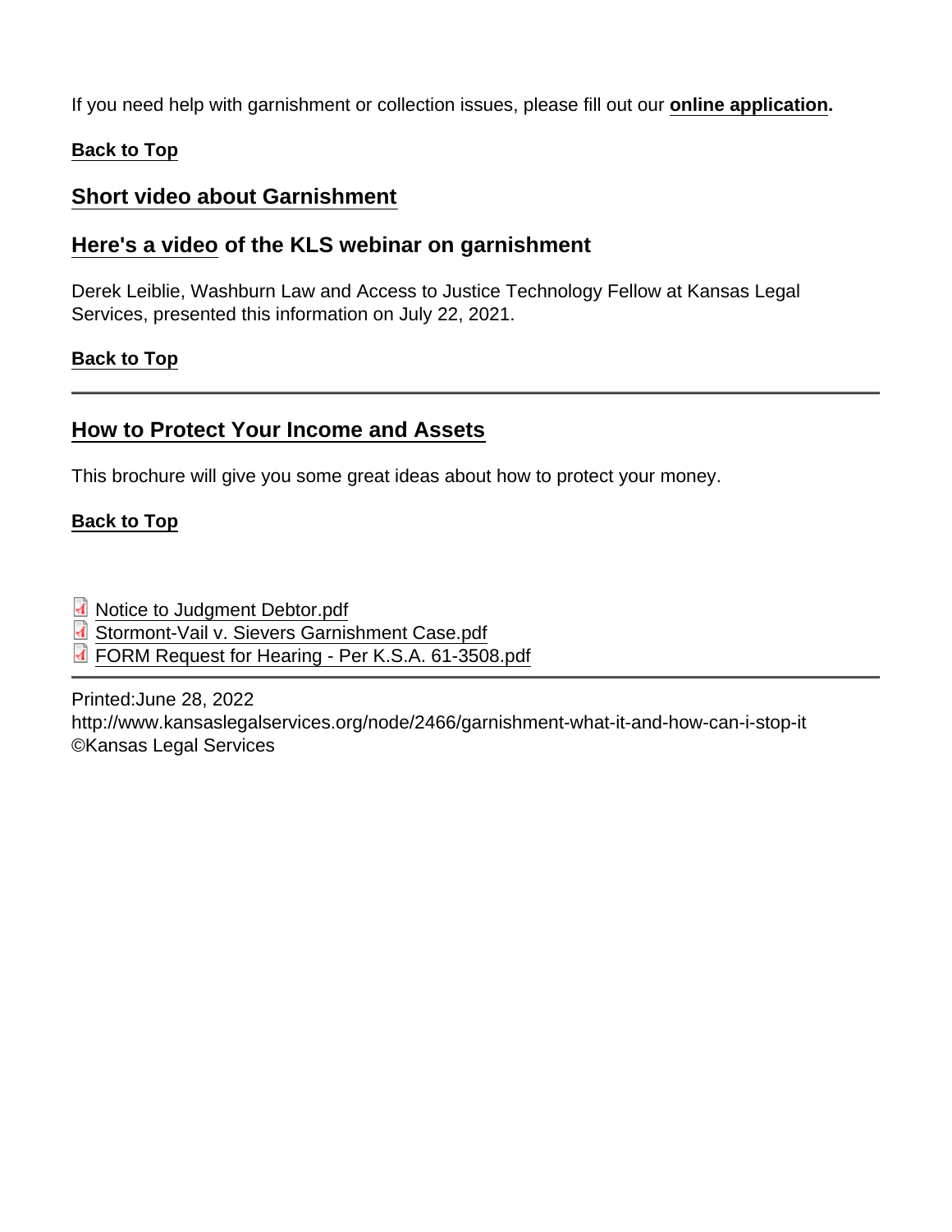If you need help with garnishment or collection issues, please fill out our **online application.**

Back to Top

## Short video about Garnishment

## Here's a video of the KLS webinar on garnishment

Derek Leiblie, Washburn Law and Access to Justice Technology Fellow at Kansas Legal Services, presented this information on July 22, 2021.

Back to Top

---

## How to Protect Your Income and Assets

This brochure will give you some great ideas about how to protect your money.

Back to Top

- Notice to Judgment Debtor.pdf
- Stormont-Vail v. Sievers Garnishment Case.pdf
- FORM Request for Hearing - Per K.S.A. 61-3508.pdf

---

Printed:June 28, 2022
http://www.kansaslegalservices.org/node/2466/garnishment-what-it-and-how-can-i-stop-it
©Kansas Legal Services